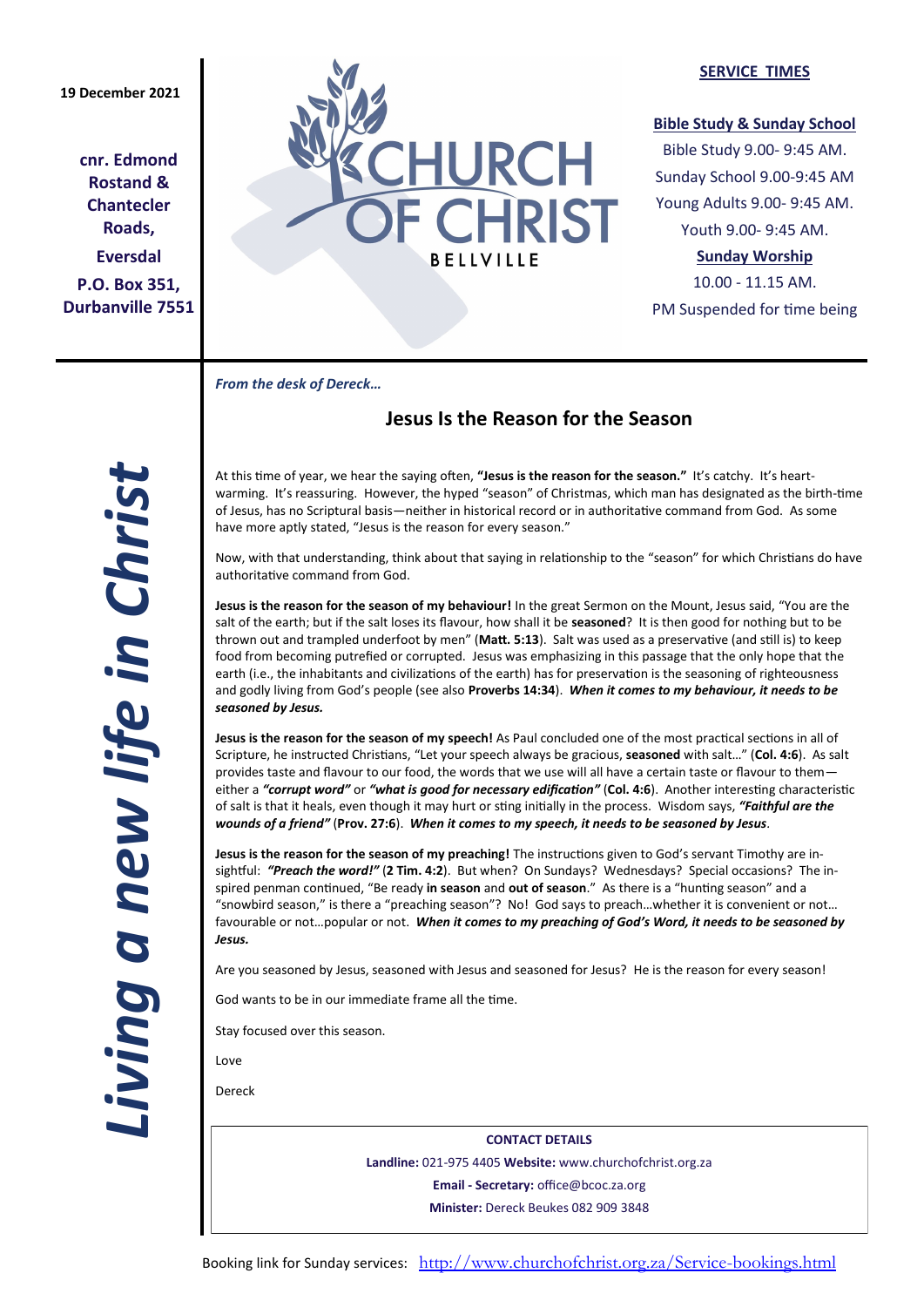**19 December 2021**

**cnr. Edmond Rostand & Chantecler Roads,**

**Eversdal**

**P.O. Box 351, Durbanville 7551**

# CHURCH OF CHRIST BELLVILLE

**SERVICE TIMES**

**Bible Study & Sunday School**

Bible Study 9.00- 9:45 AM.

Sunday School 9.00-9:45 AM

Young Adults 9.00- 9:45 AM.

Youth 9.00- 9:45 AM.

**Sunday Worship**

10.00 - 11.15 AM.

PM Suspended for time being

***Living a new life in Christ***

*From the desk of Dereck…*

## Jesus Is the Reason for the Season

At this time of year, we hear the saying often, **"Jesus is the reason for the season."** It's catchy. It's heart-warming. It's reassuring. However, the hyped "season" of Christmas, which man has designated as the birth-time of Jesus, has no Scriptural basis—neither in historical record or in authoritative command from God. As some have more aptly stated, "Jesus is the reason for every season."

Now, with that understanding, think about that saying in relationship to the "season" for which Christians do have authoritative command from God.

**Jesus is the reason for the season of my behaviour!** In the great Sermon on the Mount, Jesus said, "You are the salt of the earth; but if the salt loses its flavour, how shall it be **seasoned**? It is then good for nothing but to be thrown out and trampled underfoot by men" (**Matt. 5:13**). Salt was used as a preservative (and still is) to keep food from becoming putrefied or corrupted. Jesus was emphasizing in this passage that the only hope that the earth (i.e., the inhabitants and civilizations of the earth) has for preservation is the seasoning of righteousness and godly living from God's people (see also **Proverbs 14:34**). ***When it comes to my behaviour, it needs to be seasoned by Jesus.***

**Jesus is the reason for the season of my speech!** As Paul concluded one of the most practical sections in all of Scripture, he instructed Christians, "Let your speech always be gracious, **seasoned** with salt…" (**Col. 4:6**). As salt provides taste and flavour to our food, the words that we use will all have a certain taste or flavour to them—either a ***"corrupt word"*** or ***"what is good for necessary edification"*** (**Col. 4:6**). Another interesting characteristic of salt is that it heals, even though it may hurt or sting initially in the process. Wisdom says, ***"Faithful are the wounds of a friend"*** (**Prov. 27:6**). ***When it comes to my speech, it needs to be seasoned by Jesus***.

**Jesus is the reason for the season of my preaching!** The instructions given to God's servant Timothy are insightful: ***"Preach the word!"*** (**2 Tim. 4:2**). But when? On Sundays? Wednesdays? Special occasions? The inspired penman continued, "Be ready **in season** and **out of season**." As there is a "hunting season" and a "snowbird season," is there a "preaching season"? No! God says to preach…whether it is convenient or not…favourable or not…popular or not. ***When it comes to my preaching of God's Word, it needs to be seasoned by Jesus.***

Are you seasoned by Jesus, seasoned with Jesus and seasoned for Jesus? He is the reason for every season!

God wants to be in our immediate frame all the time.

Stay focused over this season.

Love

Dereck

**CONTACT DETAILS**

**Landline:** 021-975 4405 **Website:** www.churchofchrist.org.za

**Email - Secretary:** office@bcoc.za.org

**Minister:** Dereck Beukes 082 909 3848

Booking link for Sunday services: http://www.churchofchrist.org.za/Service-bookings.html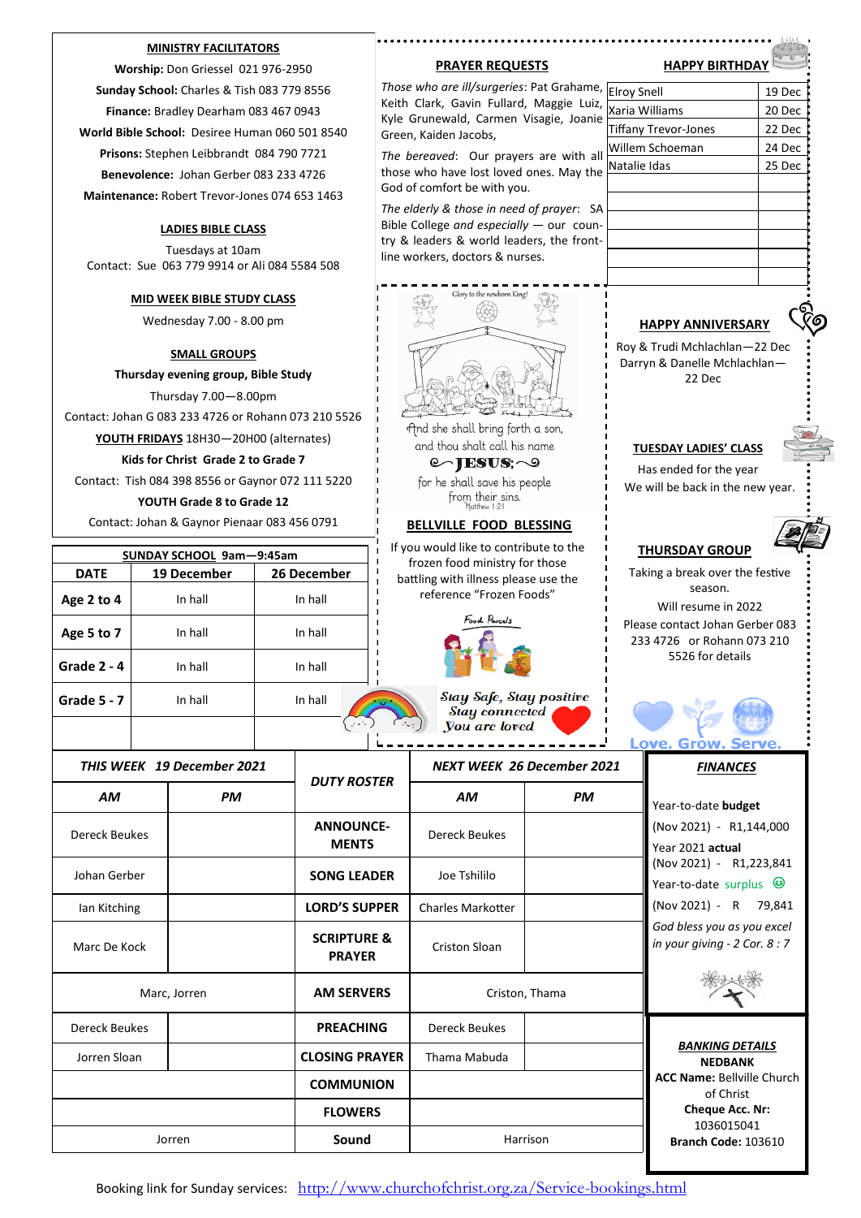## MINISTRY FACILITATORS

**Worship:** Don Griessel 021 976-2950

**Sunday School:** Charles & Tish 083 779 8556

**Finance:** Bradley Dearham 083 467 0943

**World Bible School:** Desiree Human 060 501 8540

**Prisons:** Stephen Leibbrandt 084 790 7721

**Benevolence:** Johan Gerber 083 233 4726

**Maintenance:** Robert Trevor-Jones 074 653 1463

### LADIES BIBLE CLASS

Tuesdays at 10am

Contact: Sue 063 779 9914 or Ali 084 5584 508

### MID WEEK BIBLE STUDY CLASS

Wednesday 7.00 - 8.00 pm

### SMALL GROUPS

**Thursday evening group, Bible Study**

Thursday 7.00—8.00pm

Contact: Johan G 083 233 4726 or Rohann 073 210 5526

**YOUTH FRIDAYS** 18H30—20H00 (alternates)

**Kids for Christ Grade 2 to Grade 7**

Contact: Tish 084 398 8556 or Gaynor 072 111 5220

**YOUTH Grade 8 to Grade 12**

Contact: Johan & Gaynor Pienaar 083 456 0791

| SUNDAY SCHOOL 9am—9:45am | | |
|---|---|---|
| **DATE** | **19 December** | **26 December** |
| **Age 2 to 4** | In hall | In hall |
| **Age 5 to 7** | In hall | In hall |
| **Grade 2 - 4** | In hall | In hall |
| **Grade 5 - 7** | In hall | In hall |
| | | |

## PRAYER REQUESTS

*Those who are ill/surgeries*: Pat Grahame, Keith Clark, Gavin Fullard, Maggie Luiz, Kyle Grunewald, Carmen Visagie, Joanie Green, Kaiden Jacobs,

*The bereaved*: Our prayers are with all those who have lost loved ones. May the God of comfort be with you.

*The elderly & those in need of prayer*: SA Bible College *and especially* — our country & leaders & world leaders, the front-line workers, doctors & nurses.

## HAPPY BIRTHDAY

| | |
|---|---|
| Elroy Snell | 19 Dec |
| Xaria Williams | 20 Dec |
| Tiffany Trevor-Jones | 22 Dec |
| Willem Schoeman | 24 Dec |
| Natalie Idas | 25 Dec |

Glory to the newborn King!

And she shall bring forth a son, and thou shalt call his name JESUS; for he shall save his people from their sins. Matthew 1:21

## HAPPY ANNIVERSARY

Roy & Trudi Mchlachlan—22 Dec

Darryn & Danelle Mchlachlan—22 Dec

## TUESDAY LADIES' CLASS

Has ended for the year

We will be back in the new year.

## BELLVILLE FOOD BLESSING

If you would like to contribute to the frozen food ministry for those battling with illness please use the reference "Frozen Foods"

Food Parcels

## THURSDAY GROUP

Taking a break over the festive season.

Will resume in 2022

Please contact Johan Gerber 083 233 4726 or Rohann 073 210 5526 for details

Stay Safe, Stay positive
Stay connected
You are loved

Love. Grow. Serve.

| *THIS WEEK 19 December 2021* | | **DUTY ROSTER** | *NEXT WEEK 26 December 2021* | |
|---|---|---|---|---|
| ***AM*** | ***PM*** | | ***AM*** | ***PM*** |
| Dereck Beukes | | **ANNOUNCE-MENTS** | Dereck Beukes | |
| Johan Gerber | | **SONG LEADER** | Joe Tshililo | |
| Ian Kitching | | **LORD'S SUPPER** | Charles Markotter | |
| Marc De Kock | | **SCRIPTURE & PRAYER** | Criston Sloan | |
| Marc, Jorren | | **AM SERVERS** | Criston, Thama | |
| Dereck Beukes | | **PREACHING** | Dereck Beukes | |
| Jorren Sloan | | **CLOSING PRAYER** | Thama Mabuda | |
| | | **COMMUNION** | | |
| | | **FLOWERS** | | |
| Jorren | | **Sound** | Harrison | |

## FINANCES

Year-to-date **budget**
(Nov 2021) - R1,144,000

Year 2021 **actual**
(Nov 2021) - R1,223,841

Year-to-date surplus
(Nov 2021) - R 79,841

*God bless you as you excel in your giving - 2 Cor. 8 : 7*

### BANKING DETAILS

**NEDBANK**
**ACC Name:** Bellville Church of Christ
**Cheque Acc. Nr:** 1036015041
**Branch Code:** 103610

Booking link for Sunday services: http://www.churchofchrist.org.za/Service-bookings.html